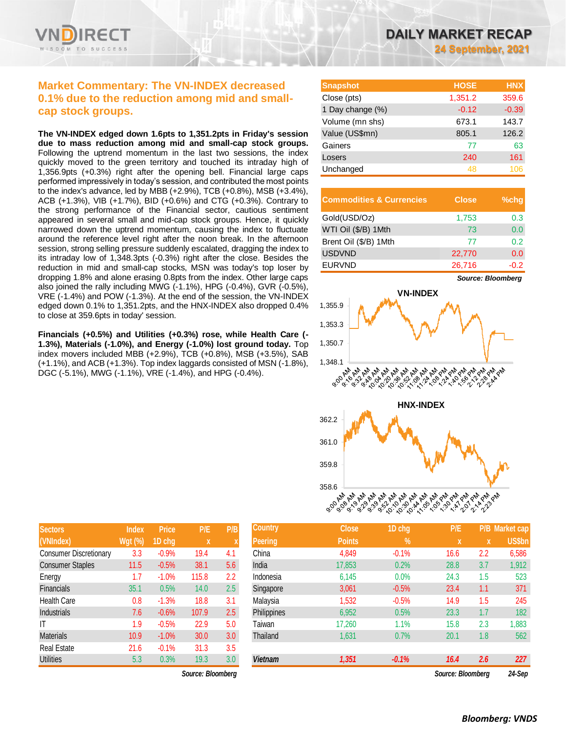# DAILY MARKET RECAP

**24 September, 2021**

## Market Commentary: The VN-INDEX decreased 0.1% due to the reduction among mid and small-cap stock groups.

**The VN-INDEX edged down 1.6pts to 1,351.2pts in Friday's session due to mass reduction among mid and small-cap stock groups.** Following the uptrend momentum in the last two sessions, the index quickly moved to the green territory and touched its intraday high of 1,356.9pts (+0.3%) right after the opening bell. Financial large caps performed impressively in today's session, and contributed the most points to the index's advance, led by MBB (+2.9%), TCB (+0.8%), MSB (+3.4%), ACB (+1.3%), VIB (+1.7%), BID (+0.6%) and CTG (+0.3%). Contrary to the strong performance of the Financial sector, cautious sentiment appeared in several small and mid-cap stock groups. Hence, it quickly narrowed down the uptrend momentum, causing the index to fluctuate around the reference level right after the noon break. In the afternoon session, strong selling pressure suddenly escalated, dragging the index to its intraday low of 1,348.3pts (-0.3%) right after the close. Besides the reduction in mid and small-cap stocks, MSN was today's top loser by dropping 1.8% and alone erasing 0.8pts from the index. Other large caps also joined the rally including MWG (-1.1%), HPG (-0.4%), GVR (-0.5%), VRE (-1.4%) and POW (-1.3%). At the end of the session, the VN-INDEX edged down 0.1% to 1,351.2pts, and the HNX-INDEX also dropped 0.4% to close at 359.6pts in today' session.

**Financials (+0.5%) and Utilities (+0.3%) rose, while Health Care (-1.3%), Materials (-1.0%), and Energy (-1.0%) lost ground today.** Top index movers included MBB (+2.9%), TCB (+0.8%), MSB (+3.5%), SAB (+1.1%), and ACB (+1.3%). Top index laggards consisted of MSN (-1.8%), DGC (-5.1%), MWG (-1.1%), VRE (-1.4%), and HPG (-0.4%).

| Snapshot | HOSE | HNX |
|---|---|---|
| Close (pts) | 1,351.2 | 359.6 |
| 1 Day change (%) | -0.12 | -0.39 |
| Volume (mn shs) | 673.1 | 143.7 |
| Value (US$mn) | 805.1 | 126.2 |
| Gainers | 77 | 63 |
| Losers | 240 | 161 |
| Unchanged | 48 | 106 |

| Commodities & Currencies | Close | %chg |
|---|---|---|
| Gold(USD/Oz) | 1,753 | 0.3 |
| WTI Oil ($/B) 1Mth | 73 | 0.0 |
| Brent Oil ($/B) 1Mth | 77 | 0.2 |
| USDVND | 22,770 | 0.0 |
| EURVND | 26,716 | -0.2 |

*Source: Bloomberg*

| Sectors (VNIndex) | Index Wgt (%) | Price 1D chg | P/E x | P/B x |
|---|---|---|---|---|
| Consumer Discretionary | 3.3 | -0.9% | 19.4 | 4.1 |
| Consumer Staples | 11.5 | -0.5% | 38.1 | 5.6 |
| Energy | 1.7 | -1.0% | 115.8 | 2.2 |
| Financials | 35.1 | 0.5% | 14.0 | 2.5 |
| Health Care | 0.8 | -1.3% | 18.8 | 3.1 |
| Industrials | 7.6 | -0.6% | 107.9 | 2.5 |
| IT | 1.9 | -0.5% | 22.9 | 5.0 |
| Materials | 10.9 | -1.0% | 30.0 | 3.0 |
| Real Estate | 21.6 | -0.1% | 31.3 | 3.5 |
| Utilities | 5.3 | 0.3% | 19.3 | 3.0 |

*Source: Bloomberg*

| Country Peering | Close Points | 1D chg % | P/E x | P/B x | Market cap US$bn |
|---|---|---|---|---|---|
| China | 4,849 | -0.1% | 16.6 | 2.2 | 6,586 |
| India | 17,853 | 0.2% | 28.8 | 3.7 | 1,912 |
| Indonesia | 6,145 | 0.0% | 24.3 | 1.5 | 523 |
| Singapore | 3,061 | -0.5% | 23.4 | 1.1 | 371 |
| Malaysia | 1,532 | -0.5% | 14.9 | 1.5 | 245 |
| Philippines | 6,952 | 0.5% | 23.3 | 1.7 | 182 |
| Taiwan | 17,260 | 1.1% | 15.8 | 2.3 | 1,883 |
| Thailand | 1,631 | 0.7% | 20.1 | 1.8 | 562 |
| ***Vietnam*** | ***1,351*** | ***-0.1%*** | ***16.4*** | ***2.6*** | ***227*** |

*Source: Bloomberg* *24-Sep*

***Bloomberg: VNDS***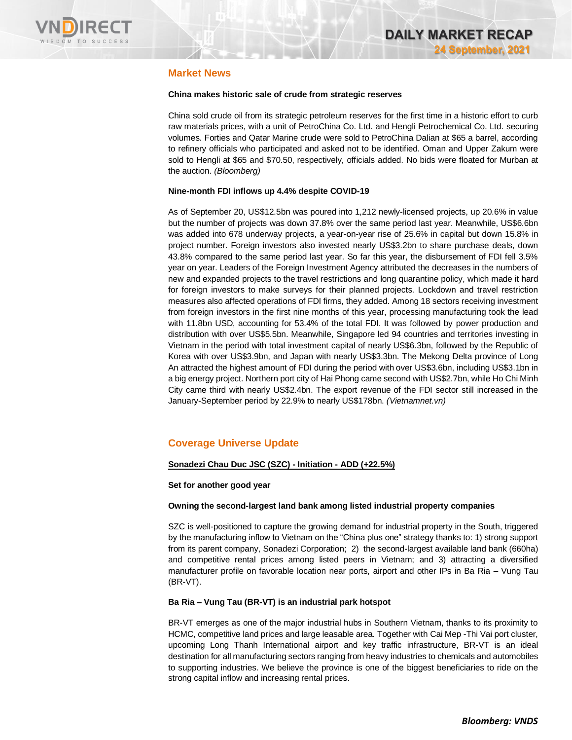## Market News

**China makes historic sale of crude from strategic reserves**

China sold crude oil from its strategic petroleum reserves for the first time in a historic effort to curb raw materials prices, with a unit of PetroChina Co. Ltd. and Hengli Petrochemical Co. Ltd. securing volumes. Forties and Qatar Marine crude were sold to PetroChina Dalian at $65 a barrel, according to refinery officials who participated and asked not to be identified. Oman and Upper Zakum were sold to Hengli at $65 and $70.50, respectively, officials added. No bids were floated for Murban at the auction. *(Bloomberg)*

**Nine-month FDI inflows up 4.4% despite COVID-19**

As of September 20, US$12.5bn was poured into 1,212 newly-licensed projects, up 20.6% in value but the number of projects was down 37.8% over the same period last year. Meanwhile, US$6.6bn was added into 678 underway projects, a year-on-year rise of 25.6% in capital but down 15.8% in project number. Foreign investors also invested nearly US$3.2bn to share purchase deals, down 43.8% compared to the same period last year. So far this year, the disbursement of FDI fell 3.5% year on year. Leaders of the Foreign Investment Agency attributed the decreases in the numbers of new and expanded projects to the travel restrictions and long quarantine policy, which made it hard for foreign investors to make surveys for their planned projects. Lockdown and travel restriction measures also affected operations of FDI firms, they added. Among 18 sectors receiving investment from foreign investors in the first nine months of this year, processing manufacturing took the lead with 11.8bn USD, accounting for 53.4% of the total FDI. It was followed by power production and distribution with over US$5.5bn. Meanwhile, Singapore led 94 countries and territories investing in Vietnam in the period with total investment capital of nearly US$6.3bn, followed by the Republic of Korea with over US$3.9bn, and Japan with nearly US$3.3bn. The Mekong Delta province of Long An attracted the highest amount of FDI during the period with over US$3.6bn, including US$3.1bn in a big energy project. Northern port city of Hai Phong came second with US$2.7bn, while Ho Chi Minh City came third with nearly US$2.4bn. The export revenue of the FDI sector still increased in the January-September period by 22.9% to nearly US$178bn. *(Vietnamnet.vn)*

## Coverage Universe Update

**Sonadezi Chau Duc JSC (SZC) - Initiation - ADD (+22.5%)**

**Set for another good year**

**Owning the second-largest land bank among listed industrial property companies**

SZC is well-positioned to capture the growing demand for industrial property in the South, triggered by the manufacturing inflow to Vietnam on the "China plus one" strategy thanks to: 1) strong support from its parent company, Sonadezi Corporation; 2) the second-largest available land bank (660ha) and competitive rental prices among listed peers in Vietnam; and 3) attracting a diversified manufacturer profile on favorable location near ports, airport and other IPs in Ba Ria – Vung Tau (BR-VT).

**Ba Ria – Vung Tau (BR-VT) is an industrial park hotspot**

BR-VT emerges as one of the major industrial hubs in Southern Vietnam, thanks to its proximity to HCMC, competitive land prices and large leasable area. Together with Cai Mep -Thi Vai port cluster, upcoming Long Thanh International airport and key traffic infrastructure, BR-VT is an ideal destination for all manufacturing sectors ranging from heavy industries to chemicals and automobiles to supporting industries. We believe the province is one of the biggest beneficiaries to ride on the strong capital inflow and increasing rental prices.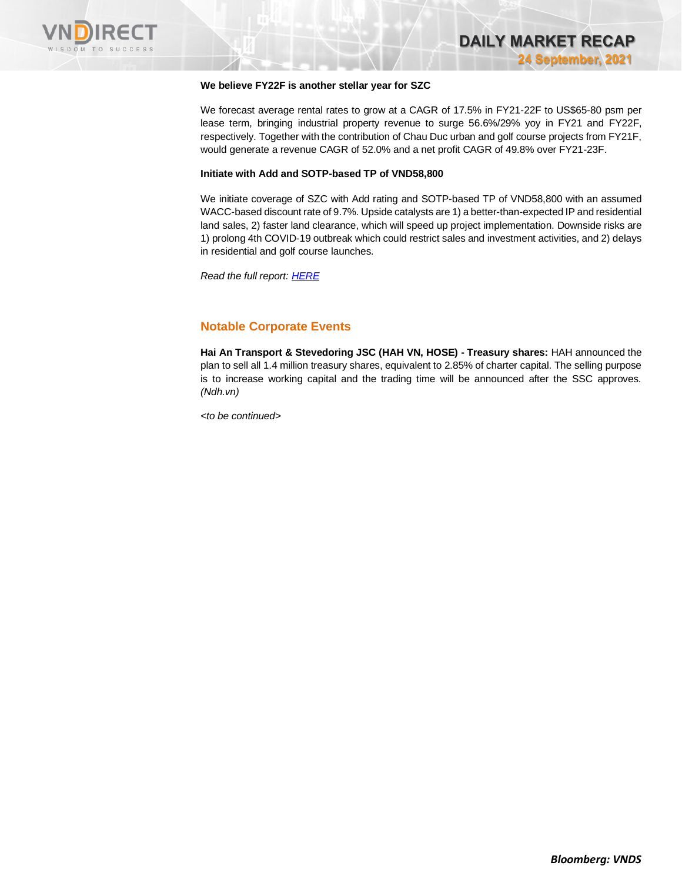**We believe FY22F is another stellar year for SZC**

We forecast average rental rates to grow at a CAGR of 17.5% in FY21-22F to US$65-80 psm per lease term, bringing industrial property revenue to surge 56.6%/29% yoy in FY21 and FY22F, respectively. Together with the contribution of Chau Duc urban and golf course projects from FY21F, would generate a revenue CAGR of 52.0% and a net profit CAGR of 49.8% over FY21-23F.

**Initiate with Add and SOTP-based TP of VND58,800**

We initiate coverage of SZC with Add rating and SOTP-based TP of VND58,800 with an assumed WACC-based discount rate of 9.7%. Upside catalysts are 1) a better-than-expected IP and residential land sales, 2) faster land clearance, which will speed up project implementation. Downside risks are 1) prolong 4th COVID-19 outbreak which could restrict sales and investment activities, and 2) delays in residential and golf course launches.

*Read the full report: HERE*

## Notable Corporate Events

**Hai An Transport & Stevedoring JSC (HAH VN, HOSE) - Treasury shares:** HAH announced the plan to sell all 1.4 million treasury shares, equivalent to 2.85% of charter capital. The selling purpose is to increase working capital and the trading time will be announced after the SSC approves. *(Ndh.vn)*

*<to be continued>*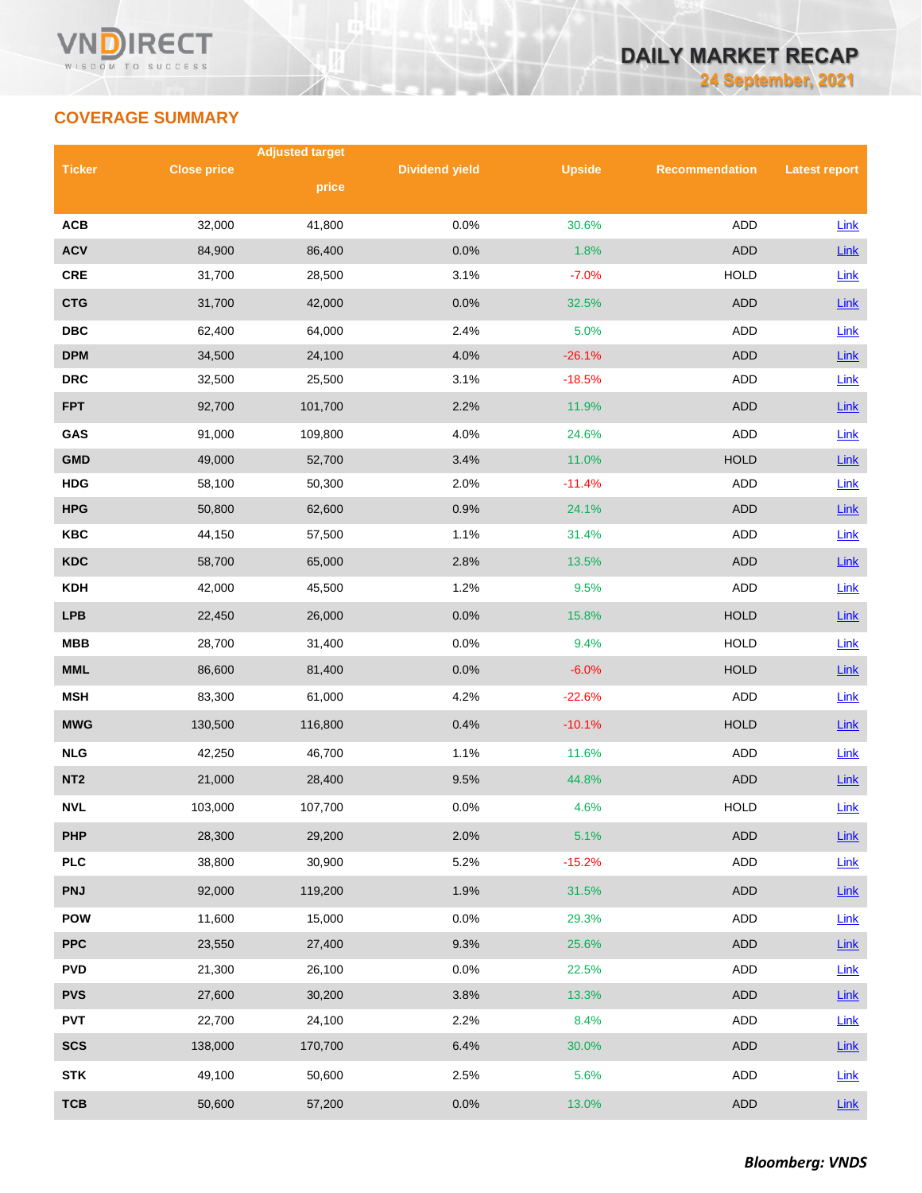## COVERAGE SUMMARY

| Ticker | Close price | Adjusted target price | Dividend yield | Upside | Recommendation | Latest report |
|---|---|---|---|---|---|---|
| ACB | 32,000 | 41,800 | 0.0% | 30.6% | ADD | Link |
| ACV | 84,900 | 86,400 | 0.0% | 1.8% | ADD | Link |
| CRE | 31,700 | 28,500 | 3.1% | -7.0% | HOLD | Link |
| CTG | 31,700 | 42,000 | 0.0% | 32.5% | ADD | Link |
| DBC | 62,400 | 64,000 | 2.4% | 5.0% | ADD | Link |
| DPM | 34,500 | 24,100 | 4.0% | -26.1% | ADD | Link |
| DRC | 32,500 | 25,500 | 3.1% | -18.5% | ADD | Link |
| FPT | 92,700 | 101,700 | 2.2% | 11.9% | ADD | Link |
| GAS | 91,000 | 109,800 | 4.0% | 24.6% | ADD | Link |
| GMD | 49,000 | 52,700 | 3.4% | 11.0% | HOLD | Link |
| HDG | 58,100 | 50,300 | 2.0% | -11.4% | ADD | Link |
| HPG | 50,800 | 62,600 | 0.9% | 24.1% | ADD | Link |
| KBC | 44,150 | 57,500 | 1.1% | 31.4% | ADD | Link |
| KDC | 58,700 | 65,000 | 2.8% | 13.5% | ADD | Link |
| KDH | 42,000 | 45,500 | 1.2% | 9.5% | ADD | Link |
| LPB | 22,450 | 26,000 | 0.0% | 15.8% | HOLD | Link |
| MBB | 28,700 | 31,400 | 0.0% | 9.4% | HOLD | Link |
| MML | 86,600 | 81,400 | 0.0% | -6.0% | HOLD | Link |
| MSH | 83,300 | 61,000 | 4.2% | -22.6% | ADD | Link |
| MWG | 130,500 | 116,800 | 0.4% | -10.1% | HOLD | Link |
| NLG | 42,250 | 46,700 | 1.1% | 11.6% | ADD | Link |
| NT2 | 21,000 | 28,400 | 9.5% | 44.8% | ADD | Link |
| NVL | 103,000 | 107,700 | 0.0% | 4.6% | HOLD | Link |
| PHP | 28,300 | 29,200 | 2.0% | 5.1% | ADD | Link |
| PLC | 38,800 | 30,900 | 5.2% | -15.2% | ADD | Link |
| PNJ | 92,000 | 119,200 | 1.9% | 31.5% | ADD | Link |
| POW | 11,600 | 15,000 | 0.0% | 29.3% | ADD | Link |
| PPC | 23,550 | 27,400 | 9.3% | 25.6% | ADD | Link |
| PVD | 21,300 | 26,100 | 0.0% | 22.5% | ADD | Link |
| PVS | 27,600 | 30,200 | 3.8% | 13.3% | ADD | Link |
| PVT | 22,700 | 24,100 | 2.2% | 8.4% | ADD | Link |
| SCS | 138,000 | 170,700 | 6.4% | 30.0% | ADD | Link |
| STK | 49,100 | 50,600 | 2.5% | 5.6% | ADD | Link |
| TCB | 50,600 | 57,200 | 0.0% | 13.0% | ADD | Link |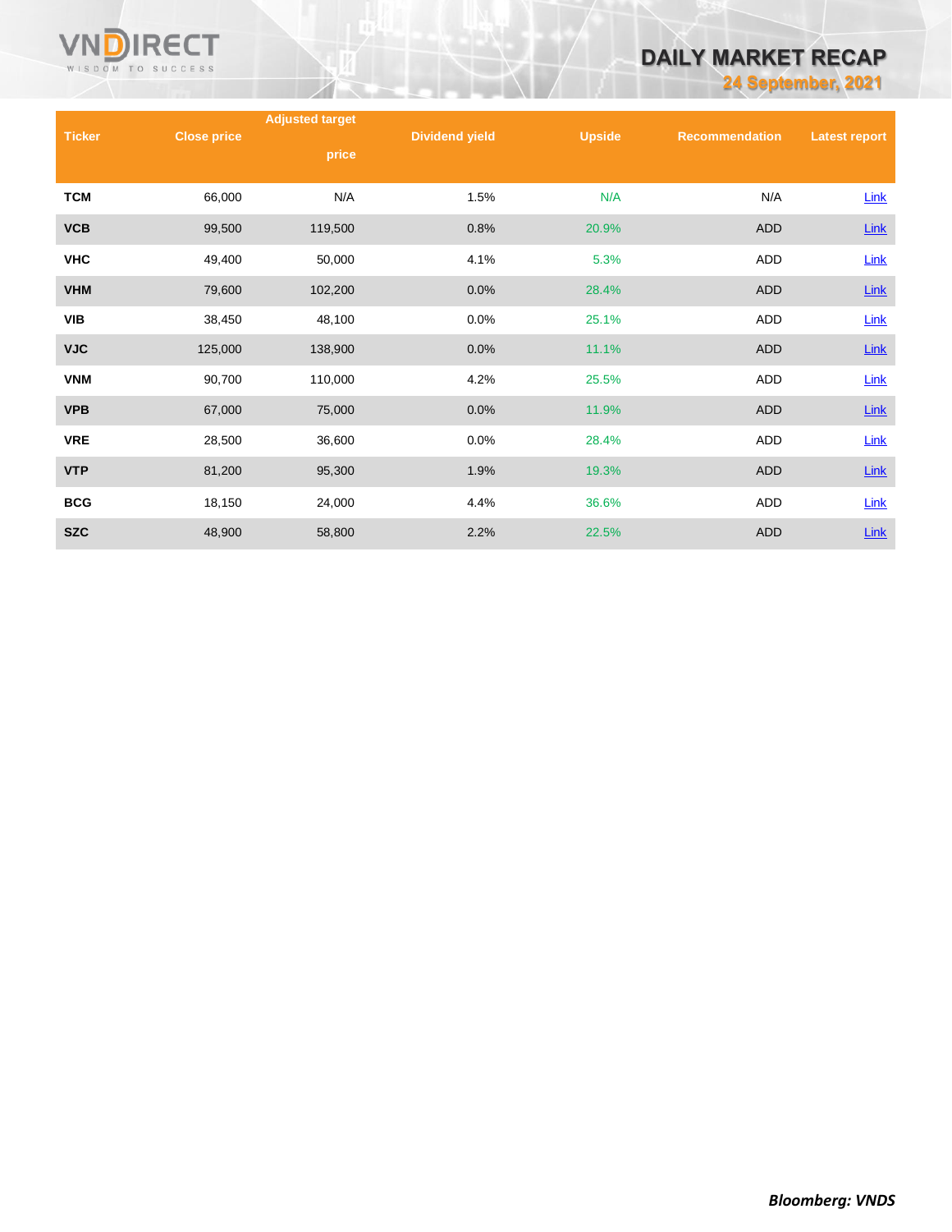| Ticker | Close price | Adjusted target price | Dividend yield | Upside | Recommendation | Latest report |
|---|---|---|---|---|---|---|
| TCM | 66,000 | N/A | 1.5% | N/A | N/A | Link |
| VCB | 99,500 | 119,500 | 0.8% | 20.9% | ADD | Link |
| VHC | 49,400 | 50,000 | 4.1% | 5.3% | ADD | Link |
| VHM | 79,600 | 102,200 | 0.0% | 28.4% | ADD | Link |
| VIB | 38,450 | 48,100 | 0.0% | 25.1% | ADD | Link |
| VJC | 125,000 | 138,900 | 0.0% | 11.1% | ADD | Link |
| VNM | 90,700 | 110,000 | 4.2% | 25.5% | ADD | Link |
| VPB | 67,000 | 75,000 | 0.0% | 11.9% | ADD | Link |
| VRE | 28,500 | 36,600 | 0.0% | 28.4% | ADD | Link |
| VTP | 81,200 | 95,300 | 1.9% | 19.3% | ADD | Link |
| BCG | 18,150 | 24,000 | 4.4% | 36.6% | ADD | Link |
| SZC | 48,900 | 58,800 | 2.2% | 22.5% | ADD | Link |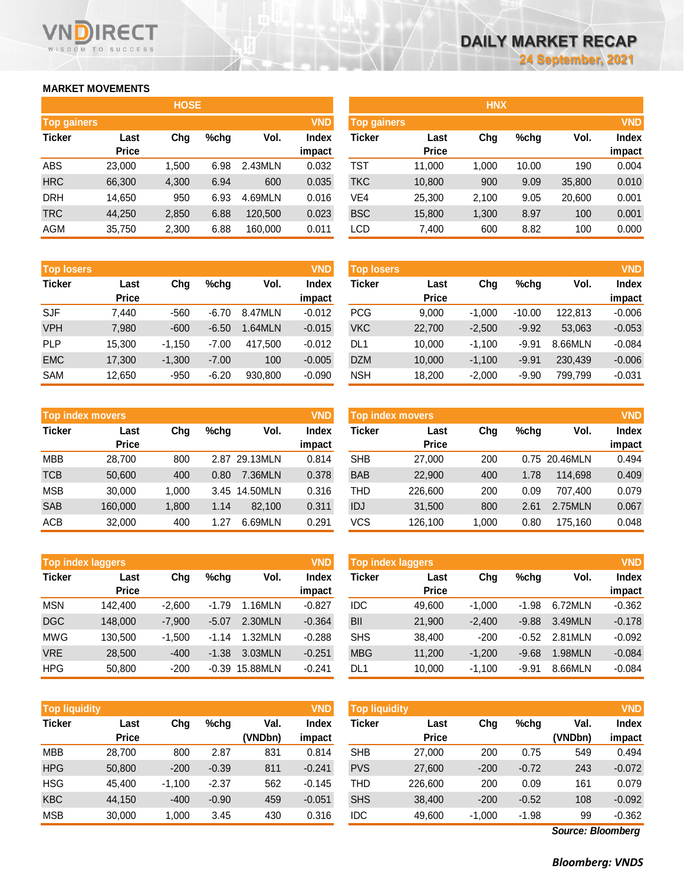# DAILY MARKET RECAP

24 September, 2021

## MARKET MOVEMENTS

### HOSE

**Top gainers** (VND)

| Ticker | Last Price | Chg | %chg | Vol. | Index impact |
|---|---|---|---|---|---|
| ABS | 23,000 | 1,500 | 6.98 | 2.43MLN | 0.032 |
| HRC | 66,300 | 4,300 | 6.94 | 600 | 0.035 |
| DRH | 14,650 | 950 | 6.93 | 4.69MLN | 0.016 |
| TRC | 44,250 | 2,850 | 6.88 | 120,500 | 0.023 |
| AGM | 35,750 | 2,300 | 6.88 | 160,000 | 0.011 |

**Top losers** (VND)

| Ticker | Last Price | Chg | %chg | Vol. | Index impact |
|---|---|---|---|---|---|
| SJF | 7,440 | -560 | -6.70 | 8.47MLN | -0.012 |
| VPH | 7,980 | -600 | -6.50 | 1.64MLN | -0.015 |
| PLP | 15,300 | -1,150 | -7.00 | 417,500 | -0.012 |
| EMC | 17,300 | -1,300 | -7.00 | 100 | -0.005 |
| SAM | 12,650 | -950 | -6.20 | 930,800 | -0.090 |

**Top index movers** (VND)

| Ticker | Last Price | Chg | %chg | Vol. | Index impact |
|---|---|---|---|---|---|
| MBB | 28,700 | 800 | 2.87 | 29.13MLN | 0.814 |
| TCB | 50,600 | 400 | 0.80 | 7.36MLN | 0.378 |
| MSB | 30,000 | 1,000 | 3.45 | 14.50MLN | 0.316 |
| SAB | 160,000 | 1,800 | 1.14 | 82,100 | 0.311 |
| ACB | 32,000 | 400 | 1.27 | 6.69MLN | 0.291 |

**Top index laggers** (VND)

| Ticker | Last Price | Chg | %chg | Vol. | Index impact |
|---|---|---|---|---|---|
| MSN | 142,400 | -2,600 | -1.79 | 1.16MLN | -0.827 |
| DGC | 148,000 | -7,900 | -5.07 | 2.30MLN | -0.364 |
| MWG | 130,500 | -1,500 | -1.14 | 1.32MLN | -0.288 |
| VRE | 28,500 | -400 | -1.38 | 3.03MLN | -0.251 |
| HPG | 50,800 | -200 | -0.39 | 15.88MLN | -0.241 |

**Top liquidity** (VND)

| Ticker | Last Price | Chg | %chg | Val. (VNDbn) | Index impact |
|---|---|---|---|---|---|
| MBB | 28,700 | 800 | 2.87 | 831 | 0.814 |
| HPG | 50,800 | -200 | -0.39 | 811 | -0.241 |
| HSG | 45,400 | -1,100 | -2.37 | 562 | -0.145 |
| KBC | 44,150 | -400 | -0.90 | 459 | -0.051 |
| MSB | 30,000 | 1,000 | 3.45 | 430 | 0.316 |

### HNX

**Top gainers** (VND)

| Ticker | Last Price | Chg | %chg | Vol. | Index impact |
|---|---|---|---|---|---|
| TST | 11,000 | 1,000 | 10.00 | 190 | 0.004 |
| TKC | 10,800 | 900 | 9.09 | 35,800 | 0.010 |
| VE4 | 25,300 | 2,100 | 9.05 | 20,600 | 0.001 |
| BSC | 15,800 | 1,300 | 8.97 | 100 | 0.001 |
| LCD | 7,400 | 600 | 8.82 | 100 | 0.000 |

**Top losers** (VND)

| Ticker | Last Price | Chg | %chg | Vol. | Index impact |
|---|---|---|---|---|---|
| PCG | 9,000 | -1,000 | -10.00 | 122,813 | -0.006 |
| VKC | 22,700 | -2,500 | -9.92 | 53,063 | -0.053 |
| DL1 | 10,000 | -1,100 | -9.91 | 8.66MLN | -0.084 |
| DZM | 10,000 | -1,100 | -9.91 | 230,439 | -0.006 |
| NSH | 18,200 | -2,000 | -9.90 | 799,799 | -0.031 |

**Top index movers** (VND)

| Ticker | Last Price | Chg | %chg | Vol. | Index impact |
|---|---|---|---|---|---|
| SHB | 27,000 | 200 | 0.75 | 20.46MLN | 0.494 |
| BAB | 22,900 | 400 | 1.78 | 114,698 | 0.409 |
| THD | 226,600 | 200 | 0.09 | 707,400 | 0.079 |
| IDJ | 31,500 | 800 | 2.61 | 2.75MLN | 0.067 |
| VCS | 126,100 | 1,000 | 0.80 | 175,160 | 0.048 |

**Top index laggers** (VND)

| Ticker | Last Price | Chg | %chg | Vol. | Index impact |
|---|---|---|---|---|---|
| IDC | 49,600 | -1,000 | -1.98 | 6.72MLN | -0.362 |
| BII | 21,900 | -2,400 | -9.88 | 3.49MLN | -0.178 |
| SHS | 38,400 | -200 | -0.52 | 2.81MLN | -0.092 |
| MBG | 11,200 | -1,200 | -9.68 | 1.98MLN | -0.084 |
| DL1 | 10,000 | -1,100 | -9.91 | 8.66MLN | -0.084 |

**Top liquidity** (VND)

| Ticker | Last Price | Chg | %chg | Val. (VNDbn) | Index impact |
|---|---|---|---|---|---|
| SHB | 27,000 | 200 | 0.75 | 549 | 0.494 |
| PVS | 27,600 | -200 | -0.72 | 243 | -0.072 |
| THD | 226,600 | 200 | 0.09 | 161 | 0.079 |
| SHS | 38,400 | -200 | -0.52 | 108 | -0.092 |
| IDC | 49,600 | -1,000 | -1.98 | 99 | -0.362 |

*Source: Bloomberg*

***Bloomberg: VNDS***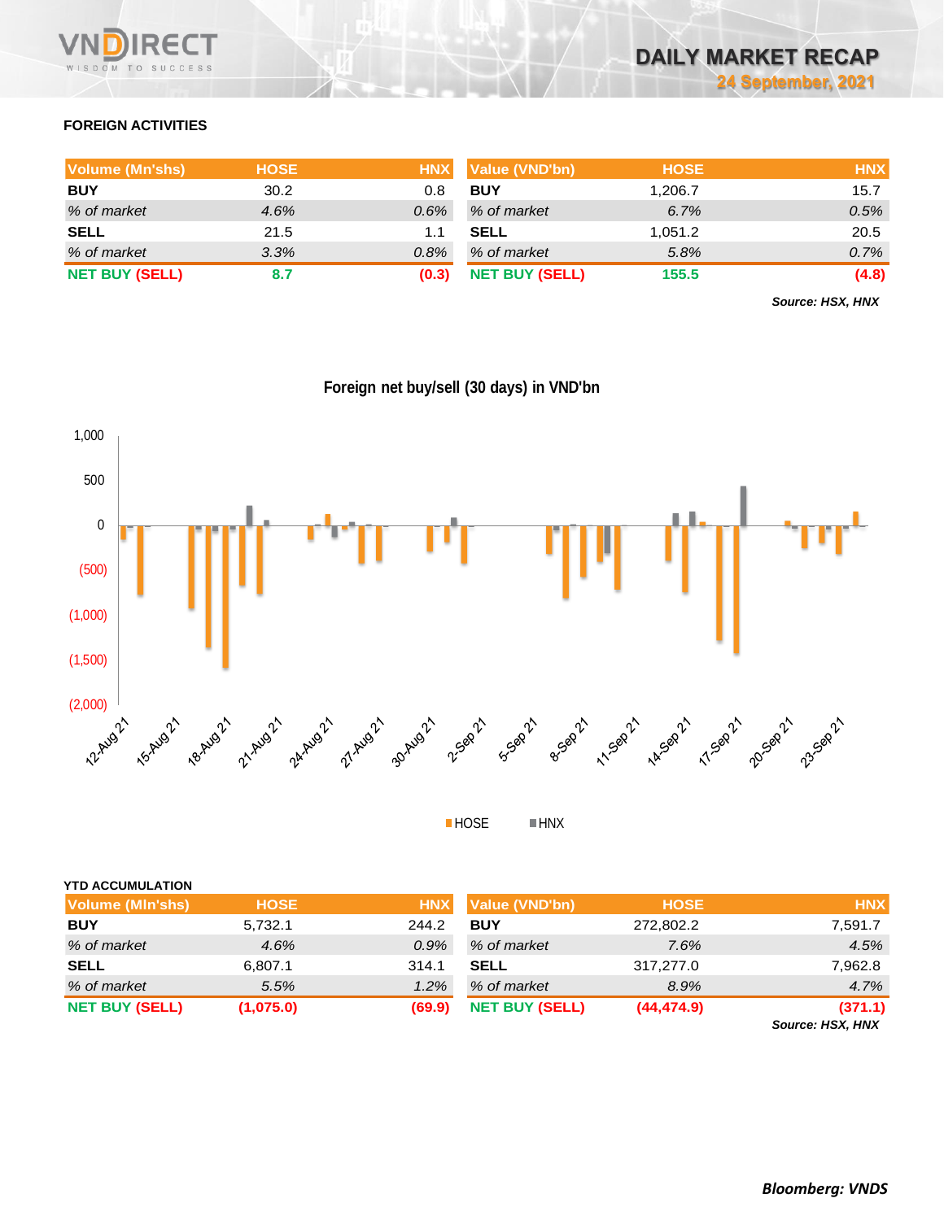## FOREIGN ACTIVITIES

| Volume (Mn'shs) | HOSE | HNX |
|---|---|---|
| **BUY** | 30.2 | 0.8 |
| *% of market* | *4.6%* | *0.6%* |
| **SELL** | 21.5 | 1.1 |
| *% of market* | *3.3%* | *0.8%* |
| **NET BUY (SELL)** | **8.7** | **(0.3)** |

| Value (VND'bn) | HOSE | HNX |
|---|---|---|
| **BUY** | 1,206.7 | 15.7 |
| *% of market* | *6.7%* | *0.5%* |
| **SELL** | 1,051.2 | 20.5 |
| *% of market* | *5.8%* | *0.7%* |
| **NET BUY (SELL)** | **155.5** | **(4.8)** |

***Source: HSX, HNX***

**Foreign net buy/sell (30 days) in VND'bn**

## YTD ACCUMULATION

| Volume (Mln'shs) | HOSE | HNX |
|---|---|---|
| **BUY** | 5,732.1 | 244.2 |
| *% of market* | *4.6%* | *0.9%* |
| **SELL** | 6,807.1 | 314.1 |
| *% of market* | *5.5%* | *1.2%* |
| **NET BUY (SELL)** | **(1,075.0)** | **(69.9)** |

| Value (VND'bn) | HOSE | HNX |
|---|---|---|
| **BUY** | 272,802.2 | 7,591.7 |
| *% of market* | *7.6%* | *4.5%* |
| **SELL** | 317,277.0 | 7,962.8 |
| *% of market* | *8.9%* | *4.7%* |
| **NET BUY (SELL)** | **(44,474.9)** | **(371.1)** |

***Source: HSX, HNX***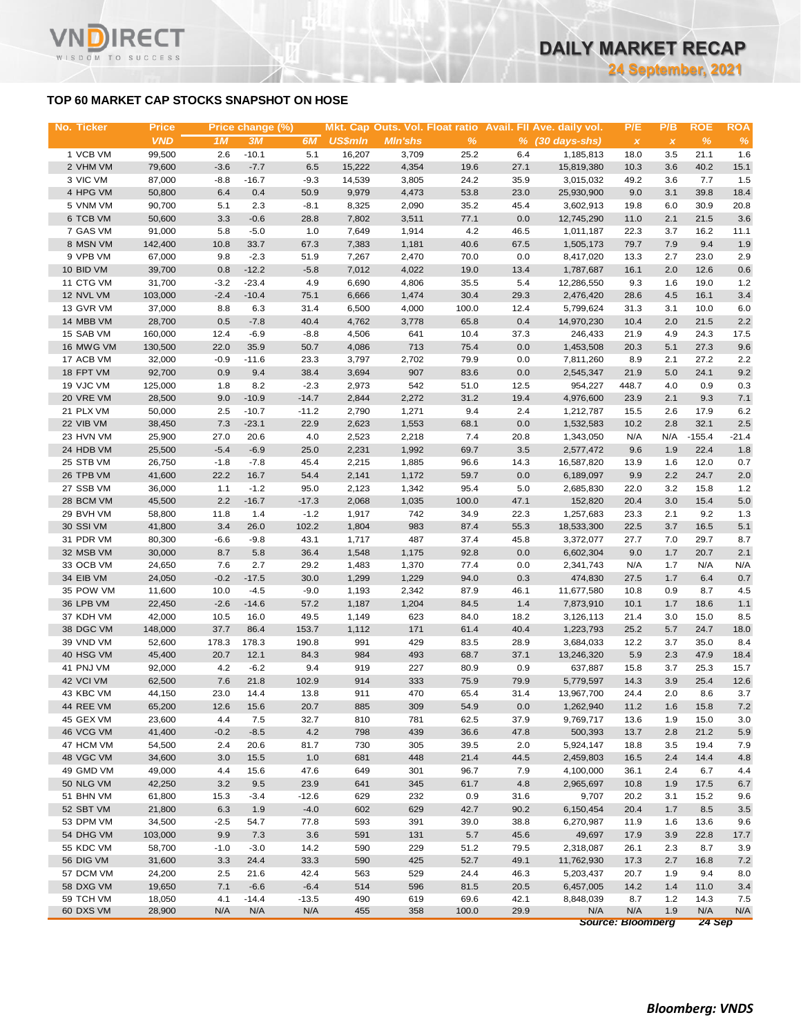# TOP 60 MARKET CAP STOCKS SNAPSHOT ON HOSE

| No. | Ticker | Price | Price change (%) | | | Mkt. Cap | Outs. Vol. | Float ratio | Avail. FII | Ave. daily vol. | P/E | P/B | ROE | ROA |
|---|---|---|---|---|---|---|---|---|---|---|---|---|---|---|
| | | VND | 1M | 3M | 6M | US$mln | Mln'shs | % | % | (30 days-shs) | x | x | % | % |
| 1 | VCB VM | 99,500 | 2.6 | -10.1 | 5.1 | 16,207 | 3,709 | 25.2 | 6.4 | 1,185,813 | 18.0 | 3.5 | 21.1 | 1.6 |
| 2 | VHM VM | 79,600 | -3.6 | -7.7 | 6.5 | 15,222 | 4,354 | 19.6 | 27.1 | 15,819,380 | 10.3 | 3.6 | 40.2 | 15.1 |
| 3 | VIC VM | 87,000 | -8.8 | -16.7 | -9.3 | 14,539 | 3,805 | 24.2 | 35.9 | 3,015,032 | 49.2 | 3.6 | 7.7 | 1.5 |
| 4 | HPG VM | 50,800 | 6.4 | 0.4 | 50.9 | 9,979 | 4,473 | 53.8 | 23.0 | 25,930,900 | 9.0 | 3.1 | 39.8 | 18.4 |
| 5 | VNM VM | 90,700 | 5.1 | 2.3 | -8.1 | 8,325 | 2,090 | 35.2 | 45.4 | 3,602,913 | 19.8 | 6.0 | 30.9 | 20.8 |
| 6 | TCB VM | 50,600 | 3.3 | -0.6 | 28.8 | 7,802 | 3,511 | 77.1 | 0.0 | 12,745,290 | 11.0 | 2.1 | 21.5 | 3.6 |
| 7 | GAS VM | 91,000 | 5.8 | -5.0 | 1.0 | 7,649 | 1,914 | 4.2 | 46.5 | 1,011,187 | 22.3 | 3.7 | 16.2 | 11.1 |
| 8 | MSN VM | 142,400 | 10.8 | 33.7 | 67.3 | 7,383 | 1,181 | 40.6 | 67.5 | 1,505,173 | 79.7 | 7.9 | 9.4 | 1.9 |
| 9 | VPB VM | 67,000 | 9.8 | -2.3 | 51.9 | 7,267 | 2,470 | 70.0 | 0.0 | 8,417,020 | 13.3 | 2.7 | 23.0 | 2.9 |
| 10 | BID VM | 39,700 | 0.8 | -12.2 | -5.8 | 7,012 | 4,022 | 19.0 | 13.4 | 1,787,687 | 16.1 | 2.0 | 12.6 | 0.6 |
| 11 | CTG VM | 31,700 | -3.2 | -23.4 | 4.9 | 6,690 | 4,806 | 35.5 | 5.4 | 12,286,550 | 9.3 | 1.6 | 19.0 | 1.2 |
| 12 | NVL VM | 103,000 | -2.4 | -10.4 | 75.1 | 6,666 | 1,474 | 30.4 | 29.3 | 2,476,420 | 28.6 | 4.5 | 16.1 | 3.4 |
| 13 | GVR VM | 37,000 | 8.8 | 6.3 | 31.4 | 6,500 | 4,000 | 100.0 | 12.4 | 5,799,624 | 31.3 | 3.1 | 10.0 | 6.0 |
| 14 | MBB VM | 28,700 | 0.5 | -7.8 | 40.4 | 4,762 | 3,778 | 65.8 | 0.4 | 14,970,230 | 10.4 | 2.0 | 21.5 | 2.2 |
| 15 | SAB VM | 160,000 | 12.4 | -6.9 | -8.8 | 4,506 | 641 | 10.4 | 37.3 | 246,433 | 21.9 | 4.9 | 24.3 | 17.5 |
| 16 | MWG VM | 130,500 | 22.0 | 35.9 | 50.7 | 4,086 | 713 | 75.4 | 0.0 | 1,453,508 | 20.3 | 5.1 | 27.3 | 9.6 |
| 17 | ACB VM | 32,000 | -0.9 | -11.6 | 23.3 | 3,797 | 2,702 | 79.9 | 0.0 | 7,811,260 | 8.9 | 2.1 | 27.2 | 2.2 |
| 18 | FPT VM | 92,700 | 0.9 | 9.4 | 38.4 | 3,694 | 907 | 83.6 | 0.0 | 2,545,347 | 21.9 | 5.0 | 24.1 | 9.2 |
| 19 | VJC VM | 125,000 | 1.8 | 8.2 | -2.3 | 2,973 | 542 | 51.0 | 12.5 | 954,227 | 448.7 | 4.0 | 0.9 | 0.3 |
| 20 | VRE VM | 28,500 | 9.0 | -10.9 | -14.7 | 2,844 | 2,272 | 31.2 | 19.4 | 4,976,600 | 23.9 | 2.1 | 9.3 | 7.1 |
| 21 | PLX VM | 50,000 | 2.5 | -10.7 | -11.2 | 2,790 | 1,271 | 9.4 | 2.4 | 1,212,787 | 15.5 | 2.6 | 17.9 | 6.2 |
| 22 | VIB VM | 38,450 | 7.3 | -23.1 | 22.9 | 2,623 | 1,553 | 68.1 | 0.0 | 1,532,583 | 10.2 | 2.8 | 32.1 | 2.5 |
| 23 | HVN VM | 25,900 | 27.0 | 20.6 | 4.0 | 2,523 | 2,218 | 7.4 | 20.8 | 1,343,050 | N/A | N/A | -155.4 | -21.4 |
| 24 | HDB VM | 25,500 | -5.4 | -6.9 | 25.0 | 2,231 | 1,992 | 69.7 | 3.5 | 2,577,472 | 9.6 | 1.9 | 22.4 | 1.8 |
| 25 | STB VM | 26,750 | -1.8 | -7.8 | 45.4 | 2,215 | 1,885 | 96.6 | 14.3 | 16,587,820 | 13.9 | 1.6 | 12.0 | 0.7 |
| 26 | TPB VM | 41,600 | 22.2 | 16.7 | 54.4 | 2,141 | 1,172 | 59.7 | 0.0 | 6,189,097 | 9.9 | 2.2 | 24.7 | 2.0 |
| 27 | SSB VM | 36,000 | 1.1 | -1.2 | 95.0 | 2,123 | 1,342 | 95.4 | 5.0 | 2,685,830 | 22.0 | 3.2 | 15.8 | 1.2 |
| 28 | BCM VM | 45,500 | 2.2 | -16.7 | -17.3 | 2,068 | 1,035 | 100.0 | 47.1 | 152,820 | 20.4 | 3.0 | 15.4 | 5.0 |
| 29 | BVH VM | 58,800 | 11.8 | 1.4 | -1.2 | 1,917 | 742 | 34.9 | 22.3 | 1,257,683 | 23.3 | 2.1 | 9.2 | 1.3 |
| 30 | SSI VM | 41,800 | 3.4 | 26.0 | 102.2 | 1,804 | 983 | 87.4 | 55.3 | 18,533,300 | 22.5 | 3.7 | 16.5 | 5.1 |
| 31 | PDR VM | 80,300 | -6.6 | -9.8 | 43.1 | 1,717 | 487 | 37.4 | 45.8 | 3,372,077 | 27.7 | 7.0 | 29.7 | 8.7 |
| 32 | MSB VM | 30,000 | 8.7 | 5.8 | 36.4 | 1,548 | 1,175 | 92.8 | 0.0 | 6,602,304 | 9.0 | 1.7 | 20.7 | 2.1 |
| 33 | OCB VM | 24,650 | 7.6 | 2.7 | 29.2 | 1,483 | 1,370 | 77.4 | 0.0 | 2,341,743 | N/A | 1.7 | N/A | N/A |
| 34 | EIB VM | 24,050 | -0.2 | -17.5 | 30.0 | 1,299 | 1,229 | 94.0 | 0.3 | 474,830 | 27.5 | 1.7 | 6.4 | 0.7 |
| 35 | POW VM | 11,600 | 10.0 | -4.5 | -9.0 | 1,193 | 2,342 | 87.9 | 46.1 | 11,677,580 | 10.8 | 0.9 | 8.7 | 4.5 |
| 36 | LPB VM | 22,450 | -2.6 | -14.6 | 57.2 | 1,187 | 1,204 | 84.5 | 1.4 | 7,873,910 | 10.1 | 1.7 | 18.6 | 1.1 |
| 37 | KDH VM | 42,000 | 10.5 | 16.0 | 49.5 | 1,149 | 623 | 84.0 | 18.2 | 3,126,113 | 21.4 | 3.0 | 15.0 | 8.5 |
| 38 | DGC VM | 148,000 | 37.7 | 86.4 | 153.7 | 1,112 | 171 | 61.4 | 40.4 | 1,223,793 | 25.2 | 5.7 | 24.7 | 18.0 |
| 39 | VND VM | 52,600 | 178.3 | 178.3 | 190.8 | 991 | 429 | 83.5 | 28.9 | 3,684,033 | 12.2 | 3.7 | 35.0 | 8.4 |
| 40 | HSG VM | 45,400 | 20.7 | 12.1 | 84.3 | 984 | 493 | 68.7 | 37.1 | 13,246,320 | 5.9 | 2.3 | 47.9 | 18.4 |
| 41 | PNJ VM | 92,000 | 4.2 | -6.2 | 9.4 | 919 | 227 | 80.9 | 0.9 | 637,887 | 15.8 | 3.7 | 25.3 | 15.7 |
| 42 | VCI VM | 62,500 | 7.6 | 21.8 | 102.9 | 914 | 333 | 75.9 | 79.9 | 5,779,597 | 14.3 | 3.9 | 25.4 | 12.6 |
| 43 | KBC VM | 44,150 | 23.0 | 14.4 | 13.8 | 911 | 470 | 65.4 | 31.4 | 13,967,700 | 24.4 | 2.0 | 8.6 | 3.7 |
| 44 | REE VM | 65,200 | 12.6 | 15.6 | 20.7 | 885 | 309 | 54.9 | 0.0 | 1,262,940 | 11.2 | 1.6 | 15.8 | 7.2 |
| 45 | GEX VM | 23,600 | 4.4 | 7.5 | 32.7 | 810 | 781 | 62.5 | 37.9 | 9,769,717 | 13.6 | 1.9 | 15.0 | 3.0 |
| 46 | VCG VM | 41,400 | -0.2 | -8.5 | 4.2 | 798 | 439 | 36.6 | 47.8 | 500,393 | 13.7 | 2.8 | 21.2 | 5.9 |
| 47 | HCM VM | 54,500 | 2.4 | 20.6 | 81.7 | 730 | 305 | 39.5 | 2.0 | 5,924,147 | 18.8 | 3.5 | 19.4 | 7.9 |
| 48 | VGC VM | 34,600 | 3.0 | 15.5 | 1.0 | 681 | 448 | 21.4 | 44.5 | 2,459,803 | 16.5 | 2.4 | 14.4 | 4.8 |
| 49 | GMD VM | 49,000 | 4.4 | 15.6 | 47.6 | 649 | 301 | 96.7 | 7.9 | 4,100,000 | 36.1 | 2.4 | 6.7 | 4.4 |
| 50 | NLG VM | 42,250 | 3.2 | 9.5 | 23.9 | 641 | 345 | 61.7 | 4.8 | 2,965,697 | 10.8 | 1.9 | 17.5 | 6.7 |
| 51 | BHN VM | 61,800 | 15.3 | -3.4 | -12.6 | 629 | 232 | 0.9 | 31.6 | 9,707 | 20.2 | 3.1 | 15.2 | 9.6 |
| 52 | SBT VM | 21,800 | 6.3 | 1.9 | -4.0 | 602 | 629 | 42.7 | 90.2 | 6,150,454 | 20.4 | 1.7 | 8.5 | 3.5 |
| 53 | DPM VM | 34,500 | -2.5 | 54.7 | 77.8 | 593 | 391 | 39.0 | 38.8 | 6,270,987 | 11.9 | 1.6 | 13.6 | 9.6 |
| 54 | DHG VM | 103,000 | 9.9 | 7.3 | 3.6 | 591 | 131 | 5.7 | 45.6 | 49,697 | 17.9 | 3.9 | 22.8 | 17.7 |
| 55 | KDC VM | 58,700 | -1.0 | -3.0 | 14.2 | 590 | 229 | 51.2 | 79.5 | 2,318,087 | 26.1 | 2.3 | 8.7 | 3.9 |
| 56 | DIG VM | 31,600 | 3.3 | 24.4 | 33.3 | 590 | 425 | 52.7 | 49.1 | 11,762,930 | 17.3 | 2.7 | 16.8 | 7.2 |
| 57 | DCM VM | 24,200 | 2.5 | 21.6 | 42.4 | 563 | 529 | 24.4 | 46.3 | 5,203,437 | 20.7 | 1.9 | 9.4 | 8.0 |
| 58 | DXG VM | 19,650 | 7.1 | -6.6 | -6.4 | 514 | 596 | 81.5 | 20.5 | 6,457,005 | 14.2 | 1.4 | 11.0 | 3.4 |
| 59 | TCH VM | 18,050 | 4.1 | -14.4 | -13.5 | 490 | 619 | 69.6 | 42.1 | 8,848,039 | 8.7 | 1.2 | 14.3 | 7.5 |
| 60 | DXS VM | 28,900 | N/A | N/A | N/A | 455 | 358 | 100.0 | 29.9 | N/A | N/A | 1.9 | N/A | N/A |

*Source: Bloomberg 24 Sep*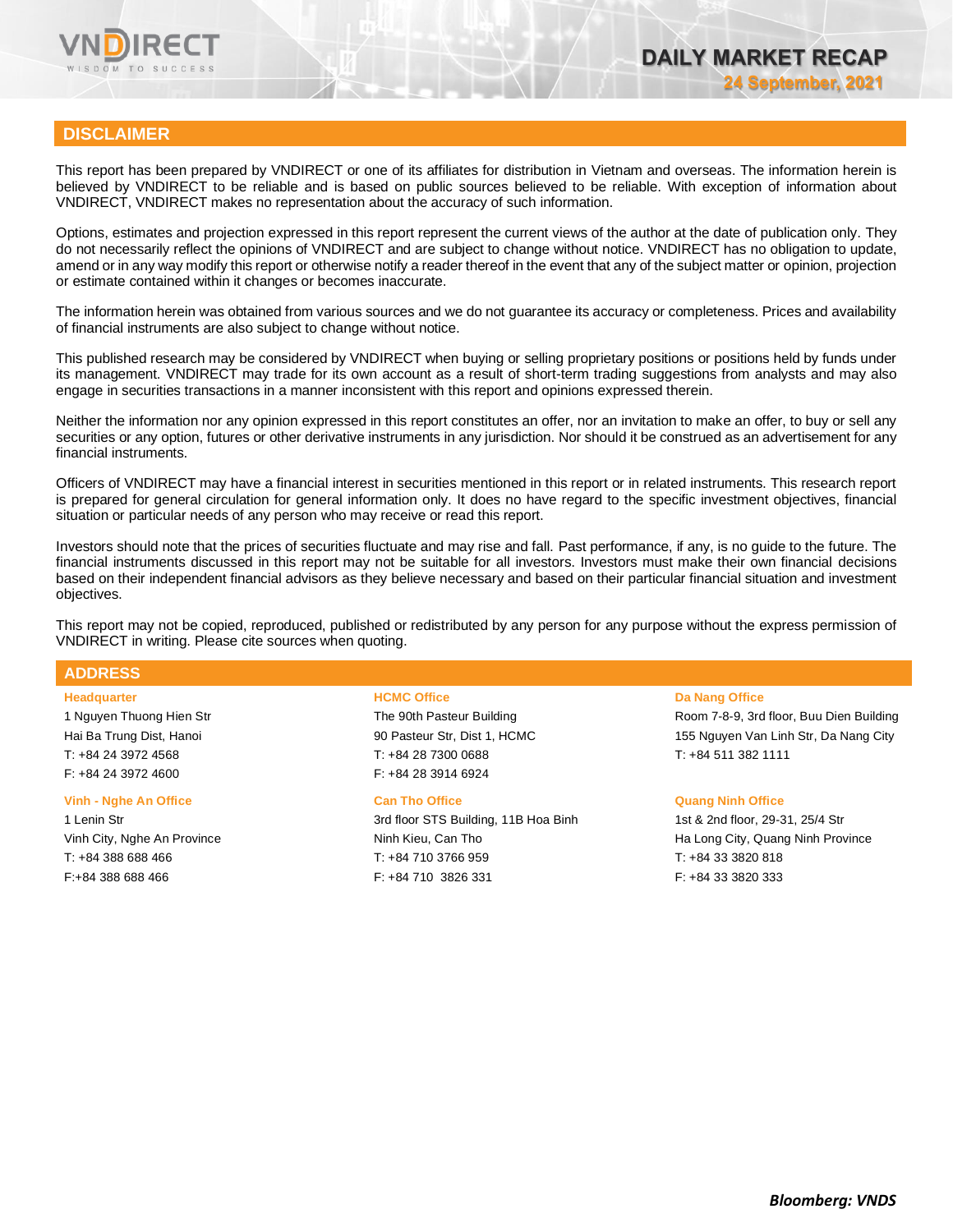## DISCLAIMER

This report has been prepared by VNDIRECT or one of its affiliates for distribution in Vietnam and overseas. The information herein is believed by VNDIRECT to be reliable and is based on public sources believed to be reliable. With exception of information about VNDIRECT, VNDIRECT makes no representation about the accuracy of such information.

Options, estimates and projection expressed in this report represent the current views of the author at the date of publication only. They do not necessarily reflect the opinions of VNDIRECT and are subject to change without notice. VNDIRECT has no obligation to update, amend or in any way modify this report or otherwise notify a reader thereof in the event that any of the subject matter or opinion, projection or estimate contained within it changes or becomes inaccurate.

The information herein was obtained from various sources and we do not guarantee its accuracy or completeness. Prices and availability of financial instruments are also subject to change without notice.

This published research may be considered by VNDIRECT when buying or selling proprietary positions or positions held by funds under its management. VNDIRECT may trade for its own account as a result of short-term trading suggestions from analysts and may also engage in securities transactions in a manner inconsistent with this report and opinions expressed therein.

Neither the information nor any opinion expressed in this report constitutes an offer, nor an invitation to make an offer, to buy or sell any securities or any option, futures or other derivative instruments in any jurisdiction. Nor should it be construed as an advertisement for any financial instruments.

Officers of VNDIRECT may have a financial interest in securities mentioned in this report or in related instruments. This research report is prepared for general circulation for general information only. It does no have regard to the specific investment objectives, financial situation or particular needs of any person who may receive or read this report.

Investors should note that the prices of securities fluctuate and may rise and fall. Past performance, if any, is no guide to the future. The financial instruments discussed in this report may not be suitable for all investors. Investors must make their own financial decisions based on their independent financial advisors as they believe necessary and based on their particular financial situation and investment objectives.

This report may not be copied, reproduced, published or redistributed by any person for any purpose without the express permission of VNDIRECT in writing. Please cite sources when quoting.

## ADDRESS

**Headquarter**
1 Nguyen Thuong Hien Str
Hai Ba Trung Dist, Hanoi
T: +84 24 3972 4568
F: +84 24 3972 4600

**HCMC Office**
The 90th Pasteur Building
90 Pasteur Str, Dist 1, HCMC
T: +84 28 7300 0688
F: +84 28 3914 6924

**Da Nang Office**
Room 7-8-9, 3rd floor, Buu Dien Building
155 Nguyen Van Linh Str, Da Nang City
T: +84 511 382 1111

**Vinh - Nghe An Office**
1 Lenin Str
Vinh City, Nghe An Province
T: +84 388 688 466
F:+84 388 688 466

**Can Tho Office**
3rd floor STS Building, 11B Hoa Binh
Ninh Kieu, Can Tho
T: +84 710 3766 959
F: +84 710 3826 331

**Quang Ninh Office**
1st & 2nd floor, 29-31, 25/4 Str
Ha Long City, Quang Ninh Province
T: +84 33 3820 818
F: +84 33 3820 333

***Bloomberg: VNDS***